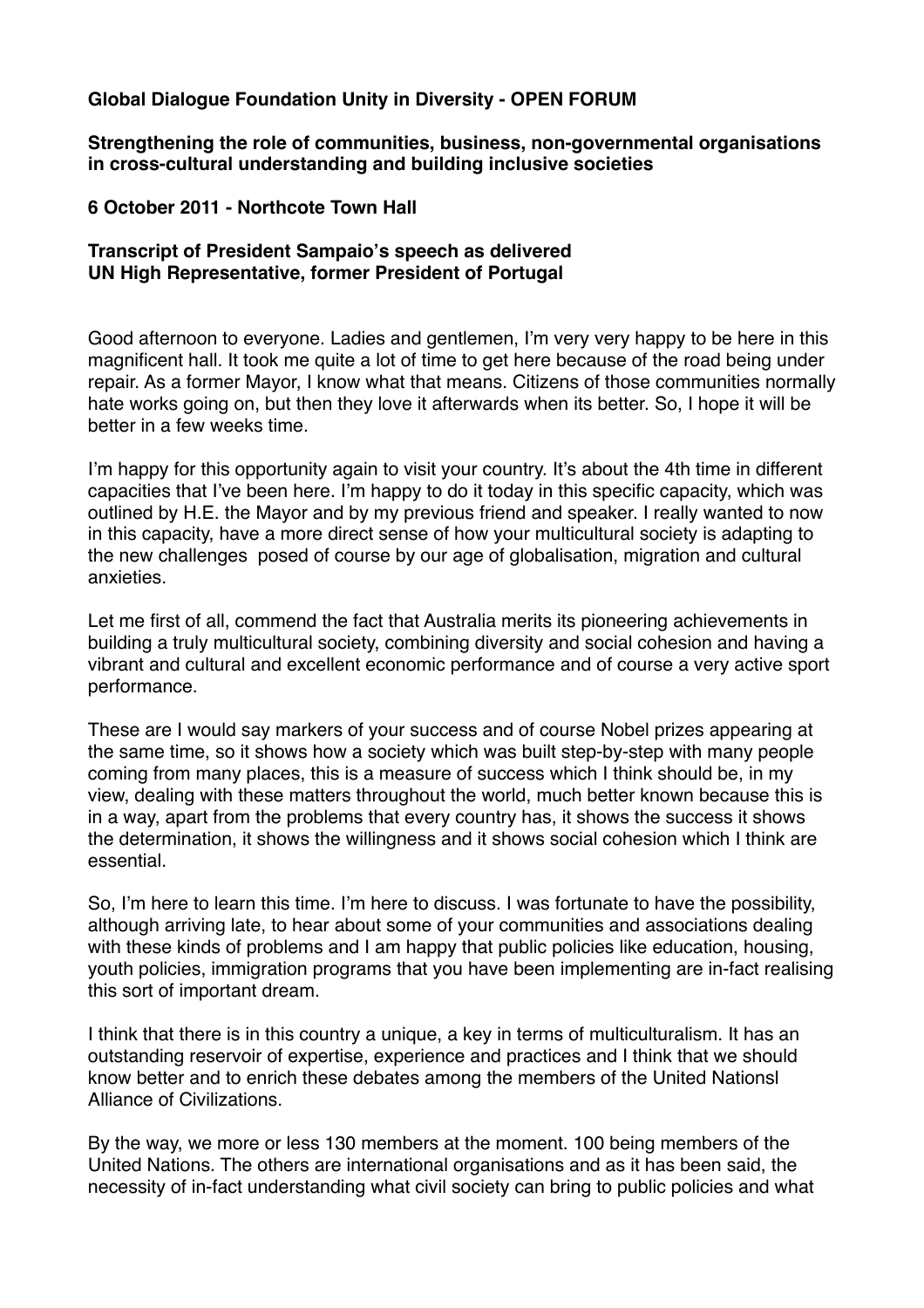**Global Dialogue Foundation Unity in Diversity - OPEN FORUM**

**Strengthening the role of communities, business, non-governmental organisations in cross-cultural understanding and building inclusive societies**

**6 October 2011 - Northcote Town Hall**

**Transcript of President Sampaio's speech as delivered**
**UN High Representative, former President of Portugal**

Good afternoon to everyone. Ladies and gentlemen, I'm very very happy to be here in this magnificent hall. It took me quite a lot of time to get here because of the road being under repair. As a former Mayor, I know what that means. Citizens of those communities normally hate works going on, but then they love it afterwards when its better. So, I hope it will be better in a few weeks time.

I'm happy for this opportunity again to visit your country. It's about the 4th time in different capacities that I've been here. I'm happy to do it today in this specific capacity, which was outlined by H.E. the Mayor and by my previous friend and speaker. I really wanted to now in this capacity, have a more direct sense of how your multicultural society is adapting to the new challenges posed of course by our age of globalisation, migration and cultural anxieties.

Let me first of all, commend the fact that Australia merits its pioneering achievements in building a truly multicultural society, combining diversity and social cohesion and having a vibrant and cultural and excellent economic performance and of course a very active sport performance.

These are I would say markers of your success and of course Nobel prizes appearing at the same time, so it shows how a society which was built step-by-step with many people coming from many places, this is a measure of success which I think should be, in my view, dealing with these matters throughout the world, much better known because this is in a way, apart from the problems that every country has, it shows the success it shows the determination, it shows the willingness and it shows social cohesion which I think are essential.

So, I'm here to learn this time. I'm here to discuss. I was fortunate to have the possibility, although arriving late, to hear about some of your communities and associations dealing with these kinds of problems and I am happy that public policies like education, housing, youth policies, immigration programs that you have been implementing are in-fact realising this sort of important dream.

I think that there is in this country a unique, a key in terms of multiculturalism. It has an outstanding reservoir of expertise, experience and practices and I think that we should know better and to enrich these debates among the members of the United Nationsl Alliance of Civilizations.

By the way, we more or less 130 members at the moment. 100 being members of the United Nations. The others are international organisations and as it has been said, the necessity of in-fact understanding what civil society can bring to public policies and what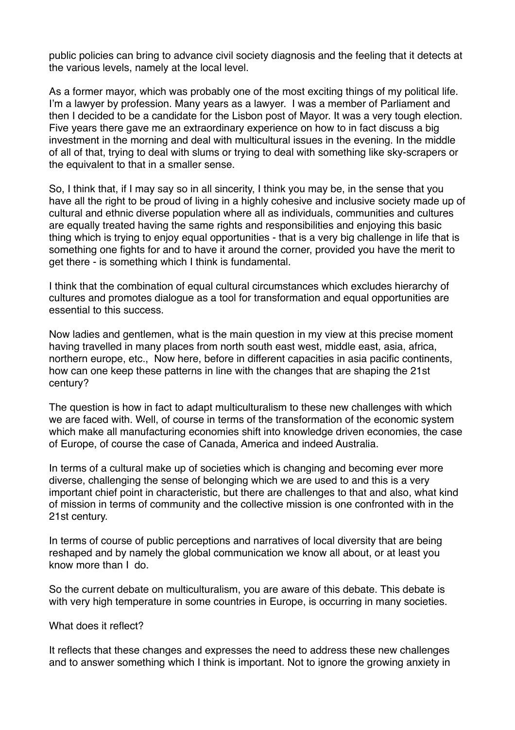public policies can bring to advance civil society diagnosis and the feeling that it detects at the various levels, namely at the local level.

As a former mayor, which was probably one of the most exciting things of my political life. I'm a lawyer by profession. Many years as a lawyer. I was a member of Parliament and then I decided to be a candidate for the Lisbon post of Mayor. It was a very tough election. Five years there gave me an extraordinary experience on how to in fact discuss a big investment in the morning and deal with multicultural issues in the evening. In the middle of all of that, trying to deal with slums or trying to deal with something like sky-scrapers or the equivalent to that in a smaller sense.

So, I think that, if I may say so in all sincerity, I think you may be, in the sense that you have all the right to be proud of living in a highly cohesive and inclusive society made up of cultural and ethnic diverse population where all as individuals, communities and cultures are equally treated having the same rights and responsibilities and enjoying this basic thing which is trying to enjoy equal opportunities - that is a very big challenge in life that is something one fights for and to have it around the corner, provided you have the merit to get there - is something which I think is fundamental.

I think that the combination of equal cultural circumstances which excludes hierarchy of cultures and promotes dialogue as a tool for transformation and equal opportunities are essential to this success.

Now ladies and gentlemen, what is the main question in my view at this precise moment having travelled in many places from north south east west, middle east, asia, africa, northern europe, etc., Now here, before in different capacities in asia pacific continents, how can one keep these patterns in line with the changes that are shaping the 21st century?

The question is how in fact to adapt multiculturalism to these new challenges with which we are faced with. Well, of course in terms of the transformation of the economic system which make all manufacturing economies shift into knowledge driven economies, the case of Europe, of course the case of Canada, America and indeed Australia.

In terms of a cultural make up of societies which is changing and becoming ever more diverse, challenging the sense of belonging which we are used to and this is a very important chief point in characteristic, but there are challenges to that and also, what kind of mission in terms of community and the collective mission is one confronted with in the 21st century.

In terms of course of public perceptions and narratives of local diversity that are being reshaped and by namely the global communication we know all about, or at least you know more than I do.

So the current debate on multiculturalism, you are aware of this debate. This debate is with very high temperature in some countries in Europe, is occurring in many societies.

What does it reflect?

It reflects that these changes and expresses the need to address these new challenges and to answer something which I think is important. Not to ignore the growing anxiety in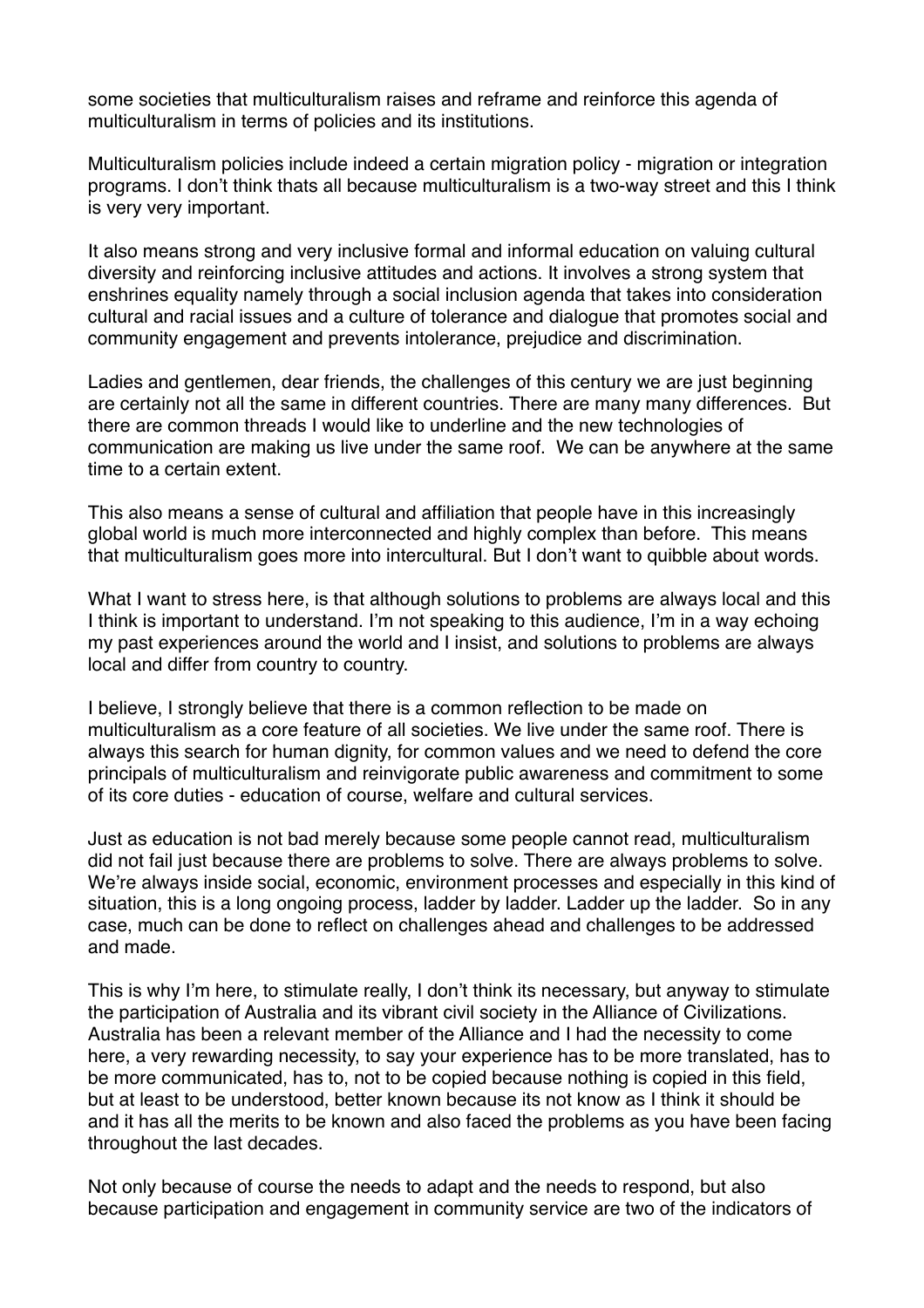some societies that multiculturalism raises and reframe and reinforce this agenda of multiculturalism in terms of policies and its institutions.

Multiculturalism policies include indeed a certain migration policy - migration or integration programs. I don't think thats all because multiculturalism is a two-way street and this I think is very very important.

It also means strong and very inclusive formal and informal education on valuing cultural diversity and reinforcing inclusive attitudes and actions. It involves a strong system that enshrines equality namely through a social inclusion agenda that takes into consideration cultural and racial issues and a culture of tolerance and dialogue that promotes social and community engagement and prevents intolerance, prejudice and discrimination.

Ladies and gentlemen, dear friends, the challenges of this century we are just beginning are certainly not all the same in different countries. There are many many differences. But there are common threads I would like to underline and the new technologies of communication are making us live under the same roof. We can be anywhere at the same time to a certain extent.

This also means a sense of cultural and affiliation that people have in this increasingly global world is much more interconnected and highly complex than before. This means that multiculturalism goes more into intercultural. But I don't want to quibble about words.

What I want to stress here, is that although solutions to problems are always local and this I think is important to understand. I'm not speaking to this audience, I'm in a way echoing my past experiences around the world and I insist, and solutions to problems are always local and differ from country to country.

I believe, I strongly believe that there is a common reflection to be made on multiculturalism as a core feature of all societies. We live under the same roof. There is always this search for human dignity, for common values and we need to defend the core principals of multiculturalism and reinvigorate public awareness and commitment to some of its core duties - education of course, welfare and cultural services.

Just as education is not bad merely because some people cannot read, multiculturalism did not fail just because there are problems to solve. There are always problems to solve. We're always inside social, economic, environment processes and especially in this kind of situation, this is a long ongoing process, ladder by ladder. Ladder up the ladder. So in any case, much can be done to reflect on challenges ahead and challenges to be addressed and made.

This is why I'm here, to stimulate really, I don't think its necessary, but anyway to stimulate the participation of Australia and its vibrant civil society in the Alliance of Civilizations. Australia has been a relevant member of the Alliance and I had the necessity to come here, a very rewarding necessity, to say your experience has to be more translated, has to be more communicated, has to, not to be copied because nothing is copied in this field, but at least to be understood, better known because its not know as I think it should be and it has all the merits to be known and also faced the problems as you have been facing throughout the last decades.

Not only because of course the needs to adapt and the needs to respond, but also because participation and engagement in community service are two of the indicators of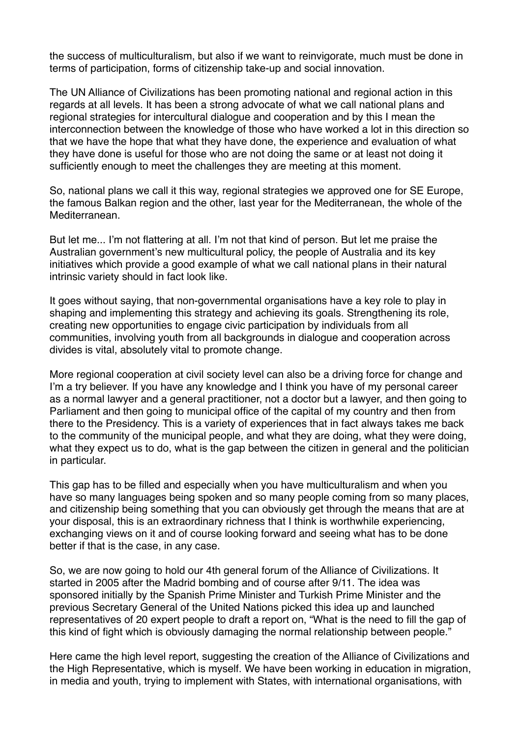the success of multiculturalism, but also if we want to reinvigorate, much must be done in terms of participation, forms of citizenship take-up and social innovation.

The UN Alliance of Civilizations has been promoting national and regional action in this regards at all levels. It has been a strong advocate of what we call national plans and regional strategies for intercultural dialogue and cooperation and by this I mean the interconnection between the knowledge of those who have worked a lot in this direction so that we have the hope that what they have done, the experience and evaluation of what they have done is useful for those who are not doing the same or at least not doing it sufficiently enough to meet the challenges they are meeting at this moment.

So, national plans we call it this way, regional strategies we approved one for SE Europe, the famous Balkan region and the other, last year for the Mediterranean, the whole of the Mediterranean.

But let me... I'm not flattering at all. I'm not that kind of person. But let me praise the Australian government's new multicultural policy, the people of Australia and its key initiatives which provide a good example of what we call national plans in their natural intrinsic variety should in fact look like.

It goes without saying, that non-governmental organisations have a key role to play in shaping and implementing this strategy and achieving its goals. Strengthening its role, creating new opportunities to engage civic participation by individuals from all communities, involving youth from all backgrounds in dialogue and cooperation across divides is vital, absolutely vital to promote change.

More regional cooperation at civil society level can also be a driving force for change and I'm a try believer. If you have any knowledge and I think you have of my personal career as a normal lawyer and a general practitioner, not a doctor but a lawyer, and then going to Parliament and then going to municipal office of the capital of my country and then from there to the Presidency. This is a variety of experiences that in fact always takes me back to the community of the municipal people, and what they are doing, what they were doing, what they expect us to do, what is the gap between the citizen in general and the politician in particular.

This gap has to be filled and especially when you have multiculturalism and when you have so many languages being spoken and so many people coming from so many places, and citizenship being something that you can obviously get through the means that are at your disposal, this is an extraordinary richness that I think is worthwhile experiencing, exchanging views on it and of course looking forward and seeing what has to be done better if that is the case, in any case.

So, we are now going to hold our 4th general forum of the Alliance of Civilizations. It started in 2005 after the Madrid bombing and of course after 9/11. The idea was sponsored initially by the Spanish Prime Minister and Turkish Prime Minister and the previous Secretary General of the United Nations picked this idea up and launched representatives of 20 expert people to draft a report on, "What is the need to fill the gap of this kind of fight which is obviously damaging the normal relationship between people."

Here came the high level report, suggesting the creation of the Alliance of Civilizations and the High Representative, which is myself. We have been working in education in migration, in media and youth, trying to implement with States, with international organisations, with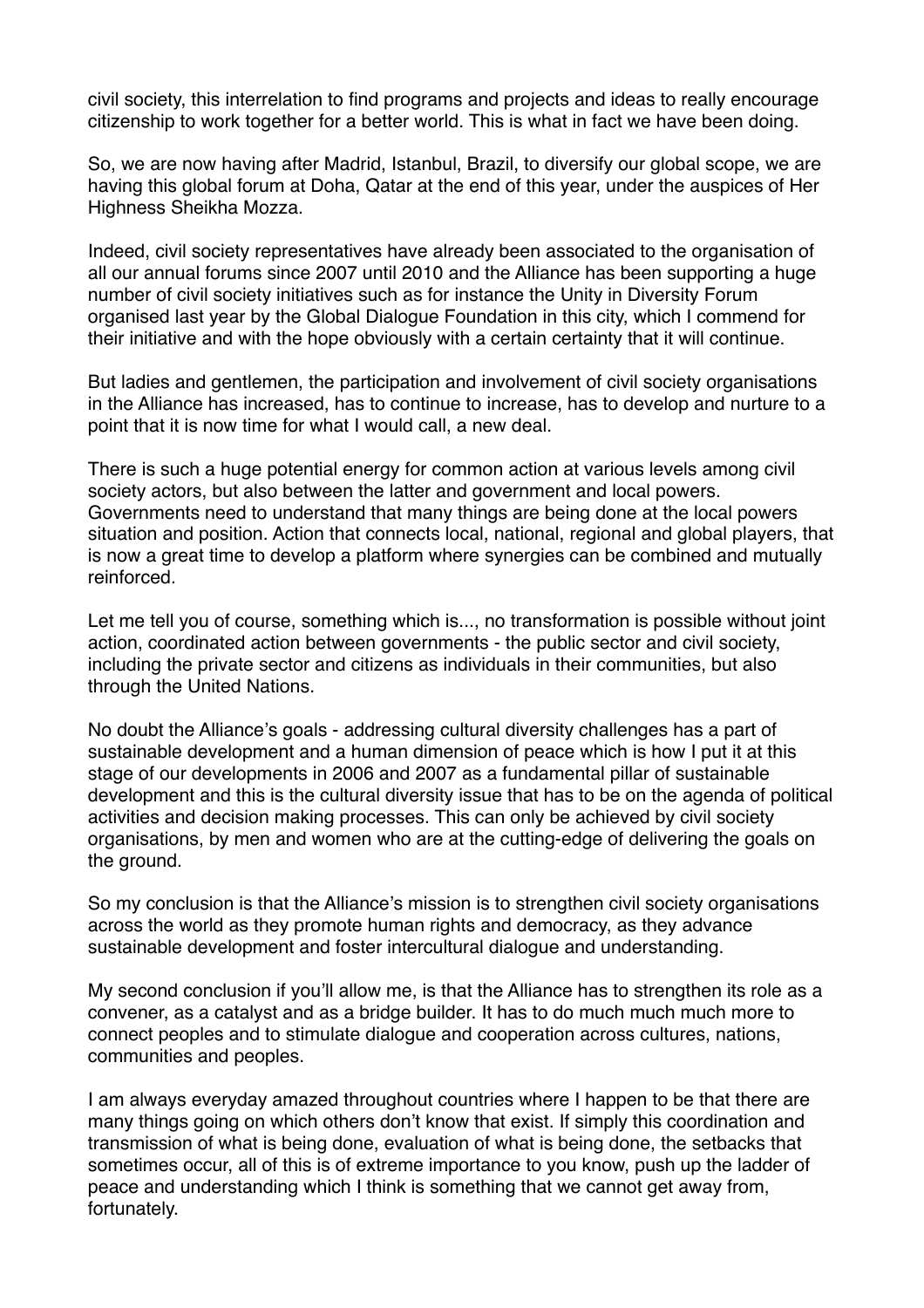civil society, this interrelation to find programs and projects and ideas to really encourage citizenship to work together for a better world. This is what in fact we have been doing.

So, we are now having after Madrid, Istanbul, Brazil, to diversify our global scope, we are having this global forum at Doha, Qatar at the end of this year, under the auspices of Her Highness Sheikha Mozza.

Indeed, civil society representatives have already been associated to the organisation of all our annual forums since 2007 until 2010 and the Alliance has been supporting a huge number of civil society initiatives such as for instance the Unity in Diversity Forum organised last year by the Global Dialogue Foundation in this city, which I commend for their initiative and with the hope obviously with a certain certainty that it will continue.

But ladies and gentlemen, the participation and involvement of civil society organisations in the Alliance has increased, has to continue to increase, has to develop and nurture to a point that it is now time for what I would call, a new deal.

There is such a huge potential energy for common action at various levels among civil society actors, but also between the latter and government and local powers. Governments need to understand that many things are being done at the local powers situation and position. Action that connects local, national, regional and global players, that is now a great time to develop a platform where synergies can be combined and mutually reinforced.

Let me tell you of course, something which is..., no transformation is possible without joint action, coordinated action between governments - the public sector and civil society, including the private sector and citizens as individuals in their communities, but also through the United Nations.

No doubt the Alliance's goals - addressing cultural diversity challenges has a part of sustainable development and a human dimension of peace which is how I put it at this stage of our developments in 2006 and 2007 as a fundamental pillar of sustainable development and this is the cultural diversity issue that has to be on the agenda of political activities and decision making processes. This can only be achieved by civil society organisations, by men and women who are at the cutting-edge of delivering the goals on the ground.

So my conclusion is that the Alliance's mission is to strengthen civil society organisations across the world as they promote human rights and democracy, as they advance sustainable development and foster intercultural dialogue and understanding.

My second conclusion if you'll allow me, is that the Alliance has to strengthen its role as a convener, as a catalyst and as a bridge builder. It has to do much much much more to connect peoples and to stimulate dialogue and cooperation across cultures, nations, communities and peoples.

I am always everyday amazed throughout countries where I happen to be that there are many things going on which others don't know that exist. If simply this coordination and transmission of what is being done, evaluation of what is being done, the setbacks that sometimes occur, all of this is of extreme importance to you know, push up the ladder of peace and understanding which I think is something that we cannot get away from, fortunately.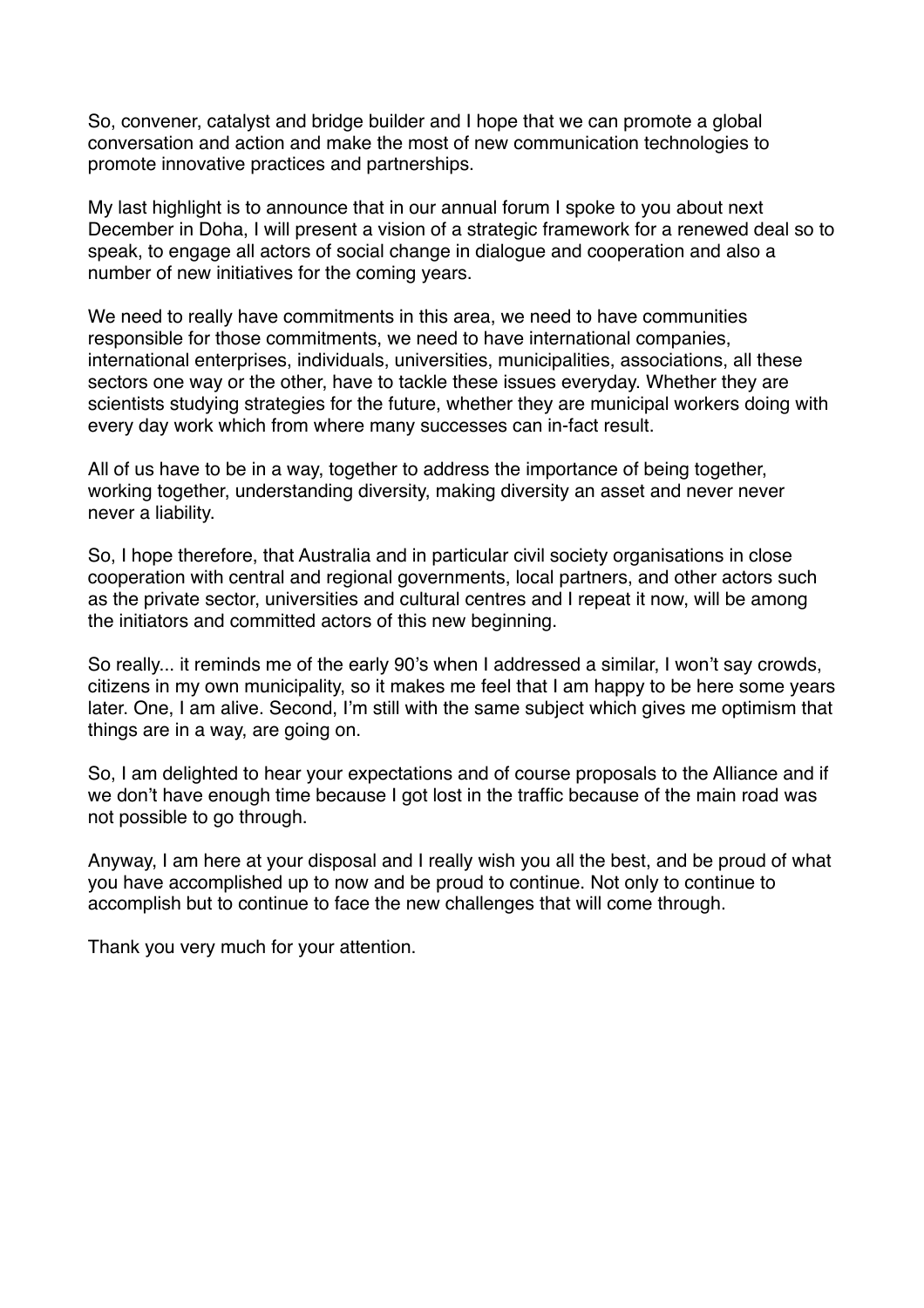So, convener, catalyst and bridge builder and I hope that we can promote a global conversation and action and make the most of new communication technologies to promote innovative practices and partnerships.

My last highlight is to announce that in our annual forum I spoke to you about next December in Doha, I will present a vision of a strategic framework for a renewed deal so to speak, to engage all actors of social change in dialogue and cooperation and also a number of new initiatives for the coming years.

We need to really have commitments in this area, we need to have communities responsible for those commitments, we need to have international companies, international enterprises, individuals, universities, municipalities, associations, all these sectors one way or the other, have to tackle these issues everyday. Whether they are scientists studying strategies for the future, whether they are municipal workers doing with every day work which from where many successes can in-fact result.

All of us have to be in a way, together to address the importance of being together, working together, understanding diversity, making diversity an asset and never never never a liability.

So, I hope therefore, that Australia and in particular civil society organisations in close cooperation with central and regional governments, local partners, and other actors such as the private sector, universities and cultural centres and I repeat it now, will be among the initiators and committed actors of this new beginning.

So really... it reminds me of the early 90's when I addressed a similar, I won't say crowds, citizens in my own municipality, so it makes me feel that I am happy to be here some years later. One, I am alive. Second, I'm still with the same subject which gives me optimism that things are in a way, are going on.

So, I am delighted to hear your expectations and of course proposals to the Alliance and if we don't have enough time because I got lost in the traffic because of the main road was not possible to go through.

Anyway, I am here at your disposal and I really wish you all the best, and be proud of what you have accomplished up to now and be proud to continue. Not only to continue to accomplish but to continue to face the new challenges that will come through.

Thank you very much for your attention.